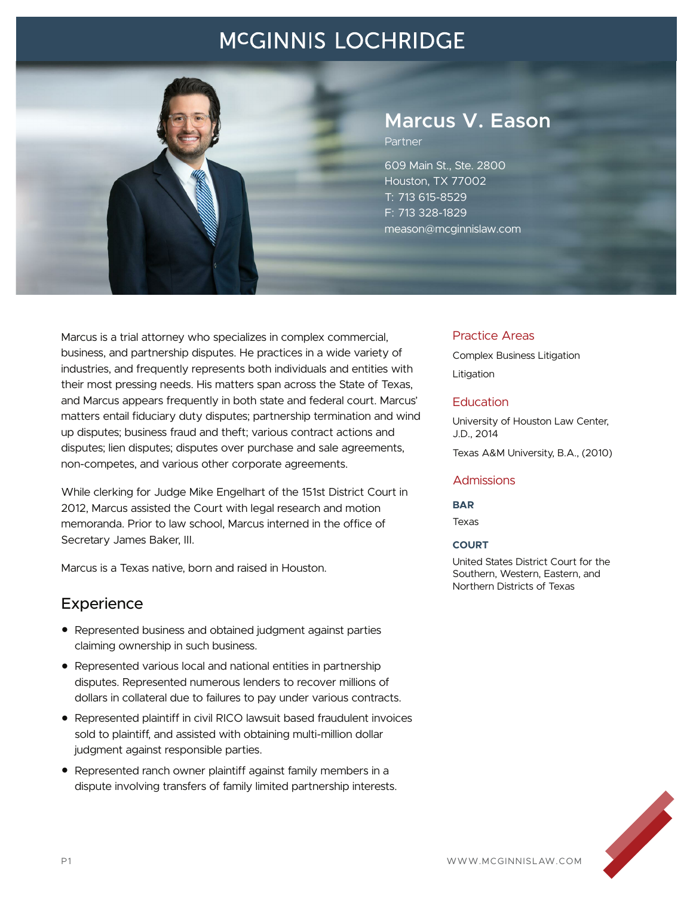# McGINNIS LOCHRIDGE

## Marcus V. Eason

Partner

609 Main St., Ste. 2800
Houston, TX 77002
T: 713 615-8529
F: 713 328-1829
meason@mcginnislaw.com

Marcus is a trial attorney who specializes in complex commercial, business, and partnership disputes. He practices in a wide variety of industries, and frequently represents both individuals and entities with their most pressing needs. His matters span across the State of Texas, and Marcus appears frequently in both state and federal court. Marcus' matters entail fiduciary duty disputes; partnership termination and wind up disputes; business fraud and theft; various contract actions and disputes; lien disputes; disputes over purchase and sale agreements, non-competes, and various other corporate agreements.

While clerking for Judge Mike Engelhart of the 151st District Court in 2012, Marcus assisted the Court with legal research and motion memoranda. Prior to law school, Marcus interned in the office of Secretary James Baker, III.

Marcus is a Texas native, born and raised in Houston.

## Experience

- Represented business and obtained judgment against parties claiming ownership in such business.
- Represented various local and national entities in partnership disputes. Represented numerous lenders to recover millions of dollars in collateral due to failures to pay under various contracts.
- Represented plaintiff in civil RICO lawsuit based fraudulent invoices sold to plaintiff, and assisted with obtaining multi-million dollar judgment against responsible parties.
- Represented ranch owner plaintiff against family members in a dispute involving transfers of family limited partnership interests.

## Practice Areas

Complex Business Litigation

Litigation

## Education

University of Houston Law Center, J.D., 2014

Texas A&M University, B.A., (2010)

## Admissions

**BAR**

Texas

**COURT**

United States District Court for the Southern, Western, Eastern, and Northern Districts of Texas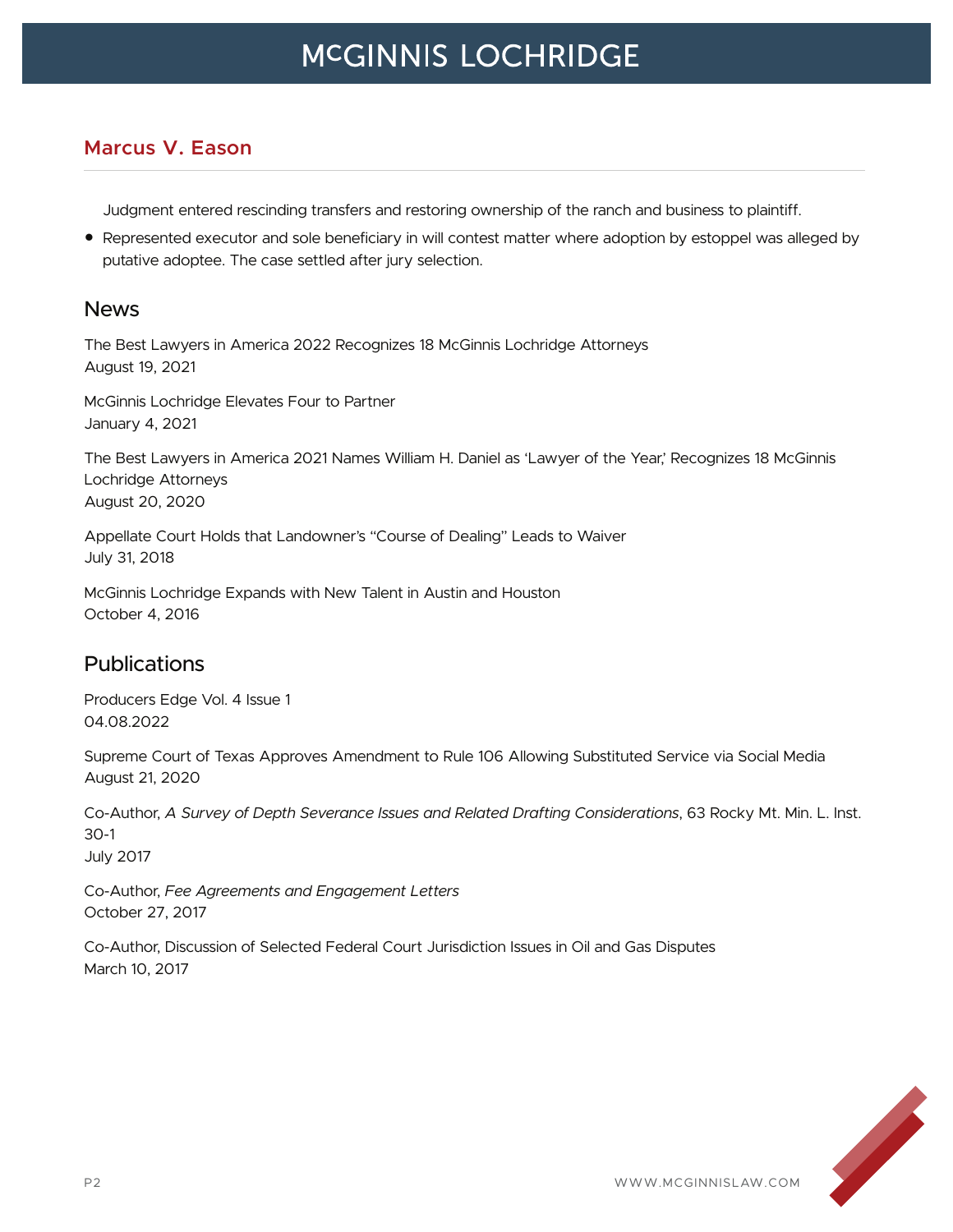Judgment entered rescinding transfers and restoring ownership of the ranch and business to plaintiff.

- Represented executor and sole beneficiary in will contest matter where adoption by estoppel was alleged by putative adoptee. The case settled after jury selection.

## News

The Best Lawyers in America 2022 Recognizes 18 McGinnis Lochridge Attorneys
August 19, 2021

McGinnis Lochridge Elevates Four to Partner
January 4, 2021

The Best Lawyers in America 2021 Names William H. Daniel as 'Lawyer of the Year,' Recognizes 18 McGinnis Lochridge Attorneys
August 20, 2020

Appellate Court Holds that Landowner's "Course of Dealing" Leads to Waiver
July 31, 2018

McGinnis Lochridge Expands with New Talent in Austin and Houston
October 4, 2016

## Publications

Producers Edge Vol. 4 Issue 1
04.08.2022

Supreme Court of Texas Approves Amendment to Rule 106 Allowing Substituted Service via Social Media
August 21, 2020

Co-Author, *A Survey of Depth Severance Issues and Related Drafting Considerations*, 63 Rocky Mt. Min. L. Inst. 30-1
July 2017

Co-Author, *Fee Agreements and Engagement Letters*
October 27, 2017

Co-Author, Discussion of Selected Federal Court Jurisdiction Issues in Oil and Gas Disputes
March 10, 2017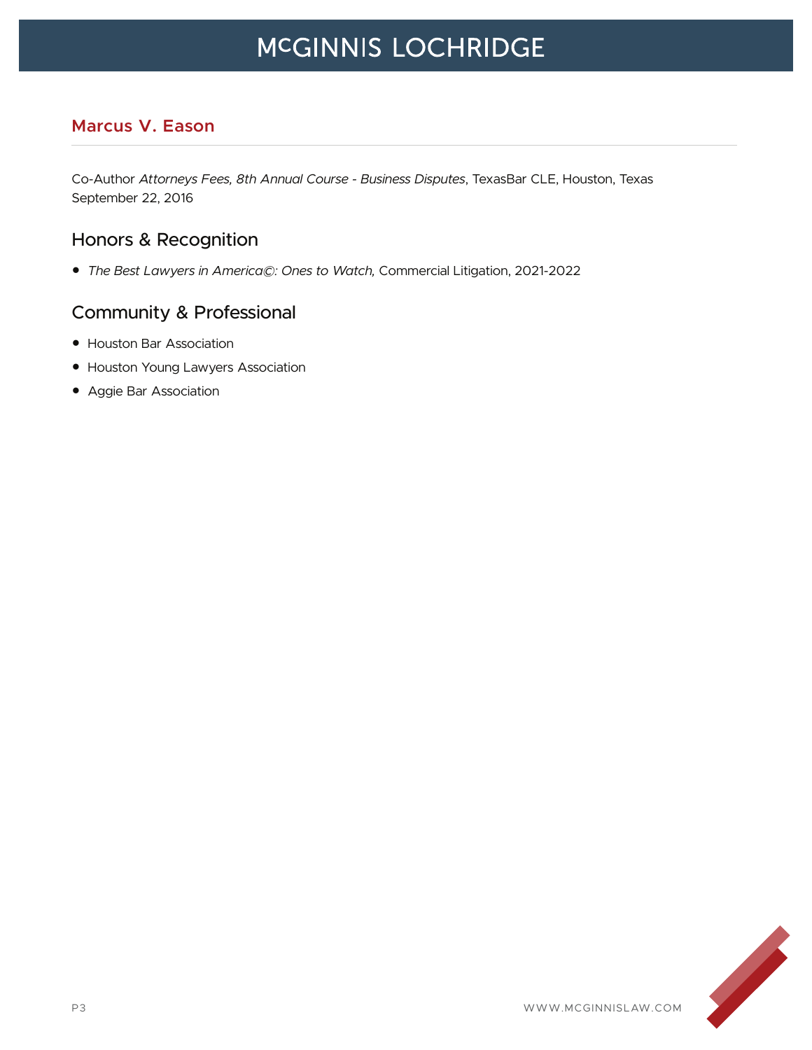## Marcus V. Eason

Co-Author *Attorneys Fees, 8th Annual Course - Business Disputes*, TexasBar CLE, Houston, Texas
September 22, 2016

### Honors & Recognition

- *The Best Lawyers in America©: Ones to Watch,* Commercial Litigation, 2021-2022

### Community & Professional

- Houston Bar Association
- Houston Young Lawyers Association
- Aggie Bar Association